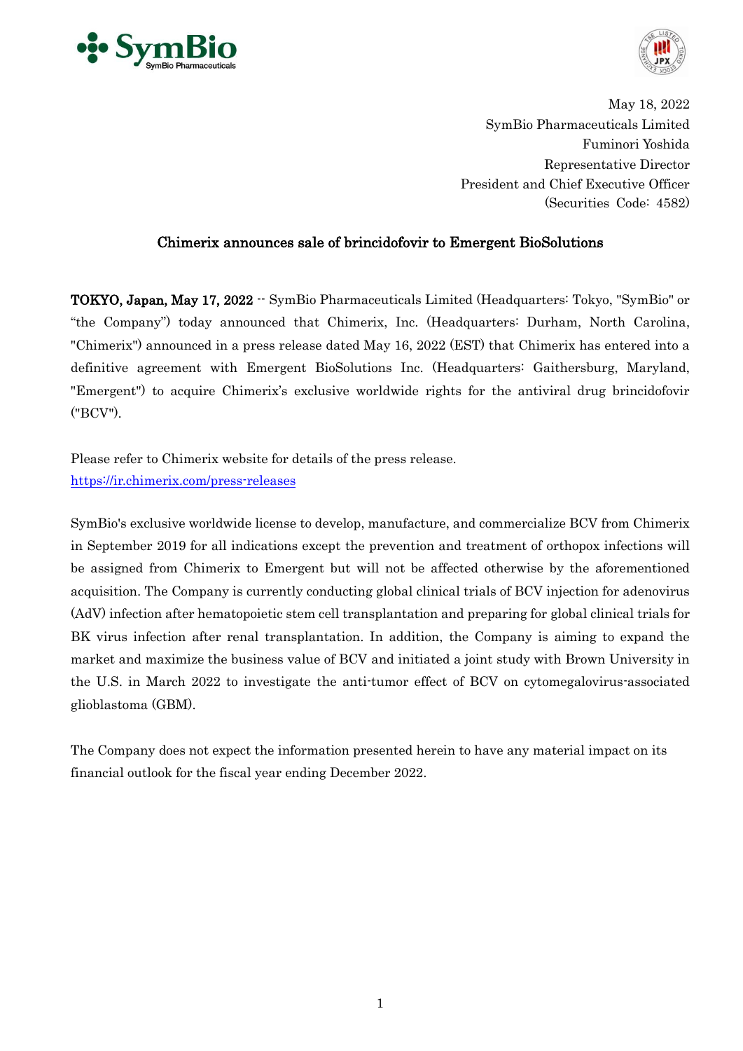May 18, 2022
SymBio Pharmaceuticals Limited
Fuminori Yoshida
Representative Director
President and Chief Executive Officer
(Securities Code: 4582)

## Chimerix announces sale of brincidofovir to Emergent BioSolutions

**TOKYO, Japan, May 17, 2022** -- SymBio Pharmaceuticals Limited (Headquarters: Tokyo, "SymBio" or "the Company") today announced that Chimerix, Inc. (Headquarters: Durham, North Carolina, "Chimerix") announced in a press release dated May 16, 2022 (EST) that Chimerix has entered into a definitive agreement with Emergent BioSolutions Inc. (Headquarters: Gaithersburg, Maryland, "Emergent") to acquire Chimerix's exclusive worldwide rights for the antiviral drug brincidofovir ("BCV").

Please refer to Chimerix website for details of the press release.
https://ir.chimerix.com/press-releases

SymBio's exclusive worldwide license to develop, manufacture, and commercialize BCV from Chimerix in September 2019 for all indications except the prevention and treatment of orthopox infections will be assigned from Chimerix to Emergent but will not be affected otherwise by the aforementioned acquisition. The Company is currently conducting global clinical trials of BCV injection for adenovirus (AdV) infection after hematopoietic stem cell transplantation and preparing for global clinical trials for BK virus infection after renal transplantation. In addition, the Company is aiming to expand the market and maximize the business value of BCV and initiated a joint study with Brown University in the U.S. in March 2022 to investigate the anti-tumor effect of BCV on cytomegalovirus-associated glioblastoma (GBM).

The Company does not expect the information presented herein to have any material impact on its financial outlook for the fiscal year ending December 2022.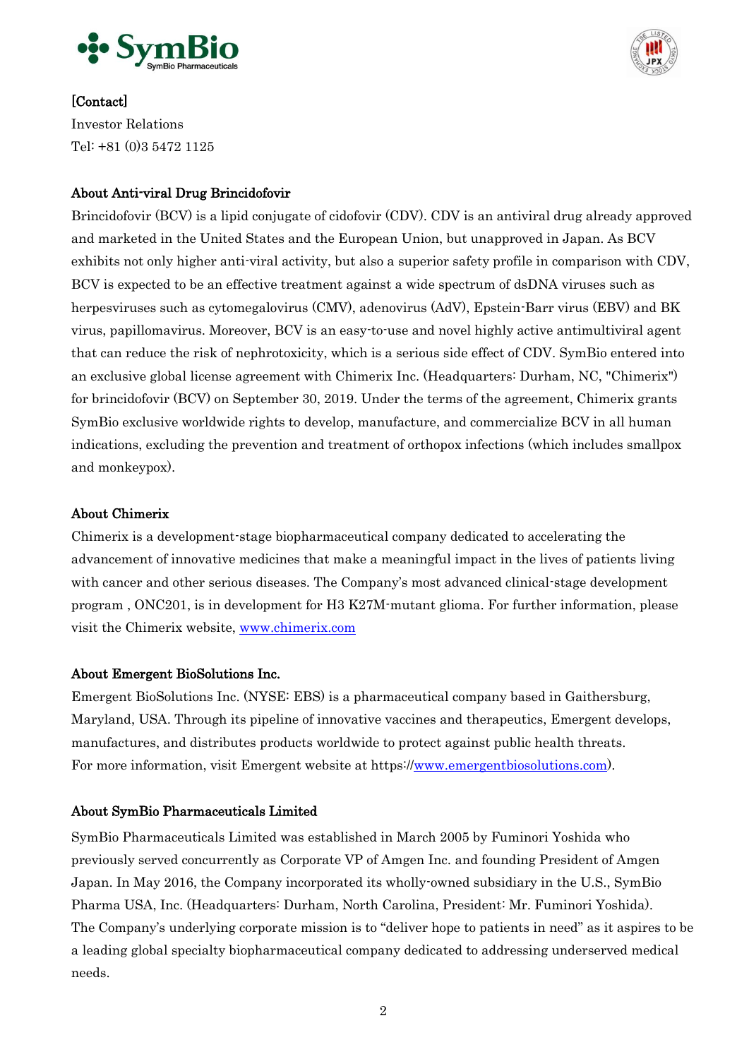[Contact]
Investor Relations
Tel: +81 (0)3 5472 1125

### About Anti-viral Drug Brincidofovir

Brincidofovir (BCV) is a lipid conjugate of cidofovir (CDV). CDV is an antiviral drug already approved and marketed in the United States and the European Union, but unapproved in Japan. As BCV exhibits not only higher anti-viral activity, but also a superior safety profile in comparison with CDV, BCV is expected to be an effective treatment against a wide spectrum of dsDNA viruses such as herpesviruses such as cytomegalovirus (CMV), adenovirus (AdV), Epstein-Barr virus (EBV) and BK virus, papillomavirus. Moreover, BCV is an easy-to-use and novel highly active antimultiviral agent that can reduce the risk of nephrotoxicity, which is a serious side effect of CDV. SymBio entered into an exclusive global license agreement with Chimerix Inc. (Headquarters: Durham, NC, "Chimerix") for brincidofovir (BCV) on September 30, 2019. Under the terms of the agreement, Chimerix grants SymBio exclusive worldwide rights to develop, manufacture, and commercialize BCV in all human indications, excluding the prevention and treatment of orthopox infections (which includes smallpox and monkeypox).

### About Chimerix

Chimerix is a development-stage biopharmaceutical company dedicated to accelerating the advancement of innovative medicines that make a meaningful impact in the lives of patients living with cancer and other serious diseases. The Company's most advanced clinical-stage development program , ONC201, is in development for H3 K27M-mutant glioma. For further information, please visit the Chimerix website, www.chimerix.com

### About Emergent BioSolutions Inc.

Emergent BioSolutions Inc. (NYSE: EBS) is a pharmaceutical company based in Gaithersburg, Maryland, USA. Through its pipeline of innovative vaccines and therapeutics, Emergent develops, manufactures, and distributes products worldwide to protect against public health threats.
For more information, visit Emergent website at https://www.emergentbiosolutions.com).

### About SymBio Pharmaceuticals Limited

SymBio Pharmaceuticals Limited was established in March 2005 by Fuminori Yoshida who previously served concurrently as Corporate VP of Amgen Inc. and founding President of Amgen Japan. In May 2016, the Company incorporated its wholly-owned subsidiary in the U.S., SymBio Pharma USA, Inc. (Headquarters: Durham, North Carolina, President: Mr. Fuminori Yoshida).
The Company's underlying corporate mission is to "deliver hope to patients in need" as it aspires to be a leading global specialty biopharmaceutical company dedicated to addressing underserved medical needs.